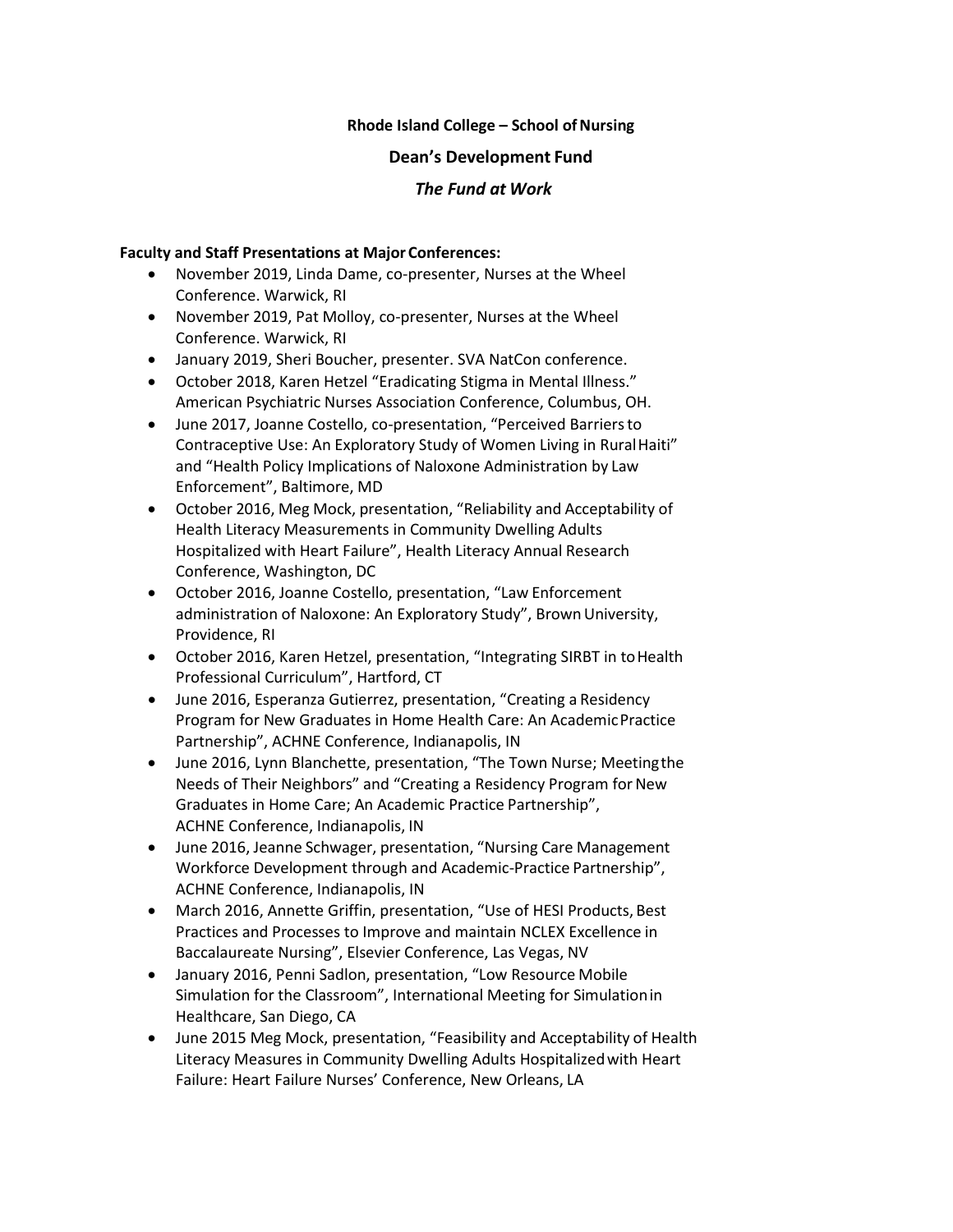**Rhode Island College – School of Nursing**

**Dean's Development Fund**

***The Fund at Work***

**Faculty and Staff Presentations at Major Conferences:**

- November 2019, Linda Dame, co-presenter, Nurses at the Wheel Conference. Warwick, RI
- November 2019, Pat Molloy, co-presenter, Nurses at the Wheel Conference. Warwick, RI
- January 2019, Sheri Boucher, presenter. SVA NatCon conference.
- October 2018, Karen Hetzel "Eradicating Stigma in Mental Illness." American Psychiatric Nurses Association Conference, Columbus, OH.
- June 2017, Joanne Costello, co-presentation, "Perceived Barriers to Contraceptive Use: An Exploratory Study of Women Living in Rural Haiti" and "Health Policy Implications of Naloxone Administration by Law Enforcement", Baltimore, MD
- October 2016, Meg Mock, presentation, "Reliability and Acceptability of Health Literacy Measurements in Community Dwelling Adults Hospitalized with Heart Failure", Health Literacy Annual Research Conference, Washington, DC
- October 2016, Joanne Costello, presentation, "Law Enforcement administration of Naloxone: An Exploratory Study", Brown University, Providence, RI
- October 2016, Karen Hetzel, presentation, "Integrating SIRBT in to Health Professional Curriculum", Hartford, CT
- June 2016, Esperanza Gutierrez, presentation, "Creating a Residency Program for New Graduates in Home Health Care: An Academic Practice Partnership", ACHNE Conference, Indianapolis, IN
- June 2016, Lynn Blanchette, presentation, "The Town Nurse; Meeting the Needs of Their Neighbors" and "Creating a Residency Program for New Graduates in Home Care; An Academic Practice Partnership", ACHNE Conference, Indianapolis, IN
- June 2016, Jeanne Schwager, presentation, "Nursing Care Management Workforce Development through and Academic-Practice Partnership", ACHNE Conference, Indianapolis, IN
- March 2016, Annette Griffin, presentation, "Use of HESI Products, Best Practices and Processes to Improve and maintain NCLEX Excellence in Baccalaureate Nursing", Elsevier Conference, Las Vegas, NV
- January 2016, Penni Sadlon, presentation, "Low Resource Mobile Simulation for the Classroom", International Meeting for Simulation in Healthcare, San Diego, CA
- June 2015 Meg Mock, presentation, "Feasibility and Acceptability of Health Literacy Measures in Community Dwelling Adults Hospitalized with Heart Failure: Heart Failure Nurses' Conference, New Orleans, LA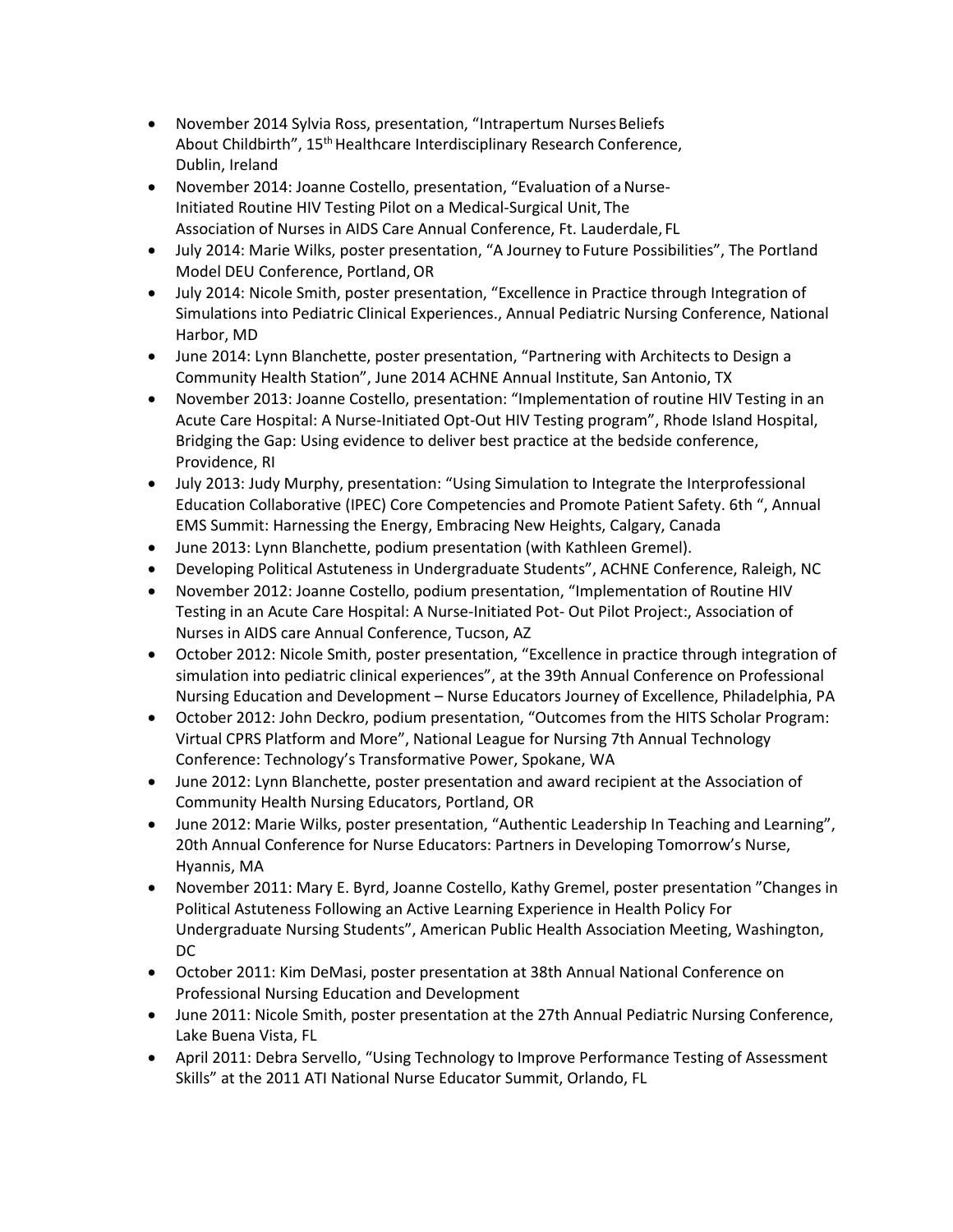- November 2014 Sylvia Ross, presentation, "Intrapertum Nurses Beliefs About Childbirth", 15th Healthcare Interdisciplinary Research Conference, Dublin, Ireland
- November 2014: Joanne Costello, presentation, "Evaluation of a Nurse-Initiated Routine HIV Testing Pilot on a Medical-Surgical Unit, The Association of Nurses in AIDS Care Annual Conference, Ft. Lauderdale, FL
- July 2014: Marie Wilks, poster presentation, "A Journey to Future Possibilities", The Portland Model DEU Conference, Portland, OR
- July 2014: Nicole Smith, poster presentation, "Excellence in Practice through Integration of Simulations into Pediatric Clinical Experiences., Annual Pediatric Nursing Conference, National Harbor, MD
- June 2014: Lynn Blanchette, poster presentation, "Partnering with Architects to Design a Community Health Station", June 2014 ACHNE Annual Institute, San Antonio, TX
- November 2013: Joanne Costello, presentation: "Implementation of routine HIV Testing in an Acute Care Hospital: A Nurse-Initiated Opt-Out HIV Testing program", Rhode Island Hospital, Bridging the Gap: Using evidence to deliver best practice at the bedside conference, Providence, RI
- July 2013: Judy Murphy, presentation: "Using Simulation to Integrate the Interprofessional Education Collaborative (IPEC) Core Competencies and Promote Patient Safety. 6th ", Annual EMS Summit: Harnessing the Energy, Embracing New Heights, Calgary, Canada
- June 2013: Lynn Blanchette, podium presentation (with Kathleen Gremel).
- Developing Political Astuteness in Undergraduate Students", ACHNE Conference, Raleigh, NC
- November 2012: Joanne Costello, podium presentation, "Implementation of Routine HIV Testing in an Acute Care Hospital: A Nurse-Initiated Pot- Out Pilot Project:, Association of Nurses in AIDS care Annual Conference, Tucson, AZ
- October 2012: Nicole Smith, poster presentation, "Excellence in practice through integration of simulation into pediatric clinical experiences", at the 39th Annual Conference on Professional Nursing Education and Development – Nurse Educators Journey of Excellence, Philadelphia, PA
- October 2012: John Deckro, podium presentation, "Outcomes from the HITS Scholar Program: Virtual CPRS Platform and More", National League for Nursing 7th Annual Technology Conference: Technology's Transformative Power, Spokane, WA
- June 2012: Lynn Blanchette, poster presentation and award recipient at the Association of Community Health Nursing Educators, Portland, OR
- June 2012: Marie Wilks, poster presentation, "Authentic Leadership In Teaching and Learning", 20th Annual Conference for Nurse Educators: Partners in Developing Tomorrow's Nurse, Hyannis, MA
- November 2011: Mary E. Byrd, Joanne Costello, Kathy Gremel, poster presentation "Changes in Political Astuteness Following an Active Learning Experience in Health Policy For Undergraduate Nursing Students", American Public Health Association Meeting, Washington, DC
- October 2011: Kim DeMasi, poster presentation at 38th Annual National Conference on Professional Nursing Education and Development
- June 2011: Nicole Smith, poster presentation at the 27th Annual Pediatric Nursing Conference, Lake Buena Vista, FL
- April 2011: Debra Servello, "Using Technology to Improve Performance Testing of Assessment Skills" at the 2011 ATI National Nurse Educator Summit, Orlando, FL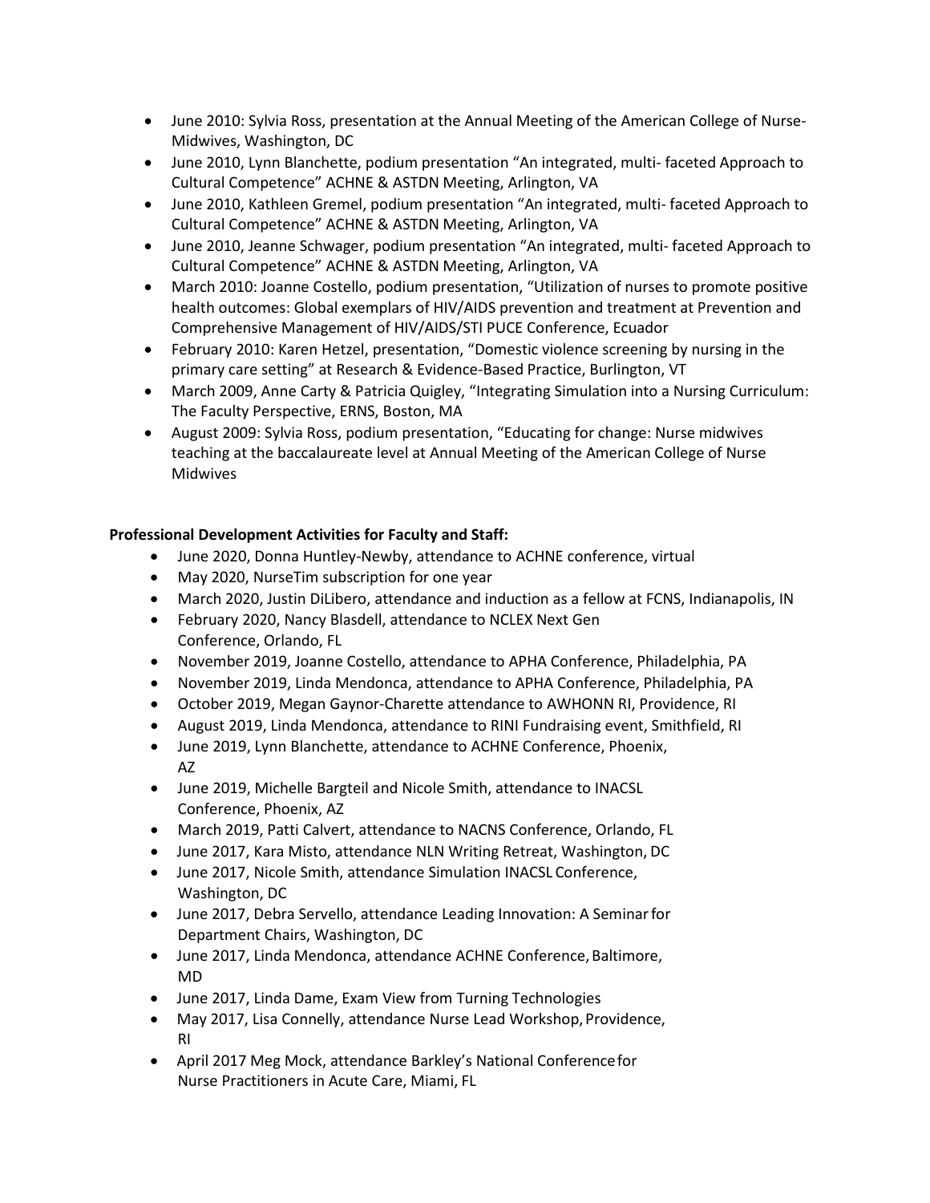- June 2010: Sylvia Ross, presentation at the Annual Meeting of the American College of Nurse-Midwives, Washington, DC
- June 2010, Lynn Blanchette, podium presentation "An integrated, multi- faceted Approach to Cultural Competence" ACHNE & ASTDN Meeting, Arlington, VA
- June 2010, Kathleen Gremel, podium presentation "An integrated, multi- faceted Approach to Cultural Competence" ACHNE & ASTDN Meeting, Arlington, VA
- June 2010, Jeanne Schwager, podium presentation "An integrated, multi- faceted Approach to Cultural Competence" ACHNE & ASTDN Meeting, Arlington, VA
- March 2010: Joanne Costello, podium presentation, "Utilization of nurses to promote positive health outcomes: Global exemplars of HIV/AIDS prevention and treatment at Prevention and Comprehensive Management of HIV/AIDS/STI PUCE Conference, Ecuador
- February 2010: Karen Hetzel, presentation, "Domestic violence screening by nursing in the primary care setting" at Research & Evidence-Based Practice, Burlington, VT
- March 2009, Anne Carty & Patricia Quigley, "Integrating Simulation into a Nursing Curriculum: The Faculty Perspective, ERNS, Boston, MA
- August 2009: Sylvia Ross, podium presentation, "Educating for change: Nurse midwives teaching at the baccalaureate level at Annual Meeting of the American College of Nurse Midwives

**Professional Development Activities for Faculty and Staff:**

- June 2020, Donna Huntley-Newby, attendance to ACHNE conference, virtual
- May 2020, NurseTim subscription for one year
- March 2020, Justin DiLibero, attendance and induction as a fellow at FCNS, Indianapolis, IN
- February 2020, Nancy Blasdell, attendance to NCLEX Next Gen Conference, Orlando, FL
- November 2019, Joanne Costello, attendance to APHA Conference, Philadelphia, PA
- November 2019, Linda Mendonca, attendance to APHA Conference, Philadelphia, PA
- October 2019, Megan Gaynor-Charette attendance to AWHONN RI, Providence, RI
- August 2019, Linda Mendonca, attendance to RINI Fundraising event, Smithfield, RI
- June 2019, Lynn Blanchette, attendance to ACHNE Conference, Phoenix, AZ
- June 2019, Michelle Bargteil and Nicole Smith, attendance to INACSL Conference, Phoenix, AZ
- March 2019, Patti Calvert, attendance to NACNS Conference, Orlando, FL
- June 2017, Kara Misto, attendance NLN Writing Retreat, Washington, DC
- June 2017, Nicole Smith, attendance Simulation INACSL Conference, Washington, DC
- June 2017, Debra Servello, attendance Leading Innovation: A Seminar for Department Chairs, Washington, DC
- June 2017, Linda Mendonca, attendance ACHNE Conference, Baltimore, MD
- June 2017, Linda Dame, Exam View from Turning Technologies
- May 2017, Lisa Connelly, attendance Nurse Lead Workshop, Providence, RI
- April 2017 Meg Mock, attendance Barkley's National Conference for Nurse Practitioners in Acute Care, Miami, FL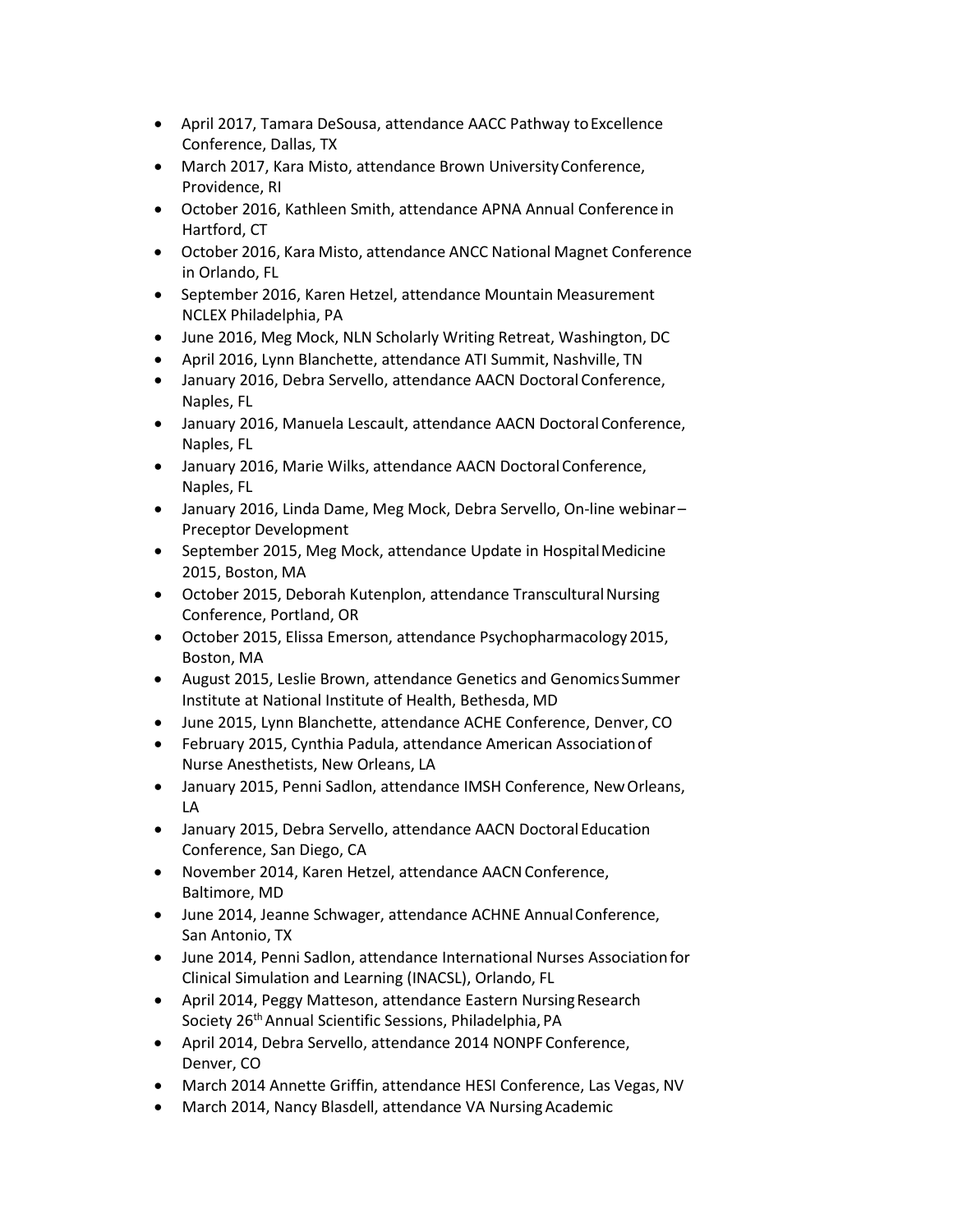- April 2017, Tamara DeSousa, attendance AACC Pathway to Excellence Conference, Dallas, TX
- March 2017, Kara Misto, attendance Brown University Conference, Providence, RI
- October 2016, Kathleen Smith, attendance APNA Annual Conference in Hartford, CT
- October 2016, Kara Misto, attendance ANCC National Magnet Conference in Orlando, FL
- September 2016, Karen Hetzel, attendance Mountain Measurement NCLEX Philadelphia, PA
- June 2016, Meg Mock, NLN Scholarly Writing Retreat, Washington, DC
- April 2016, Lynn Blanchette, attendance ATI Summit, Nashville, TN
- January 2016, Debra Servello, attendance AACN Doctoral Conference, Naples, FL
- January 2016, Manuela Lescault, attendance AACN Doctoral Conference, Naples, FL
- January 2016, Marie Wilks, attendance AACN Doctoral Conference, Naples, FL
- January 2016, Linda Dame, Meg Mock, Debra Servello, On-line webinar – Preceptor Development
- September 2015, Meg Mock, attendance Update in Hospital Medicine 2015, Boston, MA
- October 2015, Deborah Kutenplon, attendance Transcultural Nursing Conference, Portland, OR
- October 2015, Elissa Emerson, attendance Psychopharmacology 2015, Boston, MA
- August 2015, Leslie Brown, attendance Genetics and Genomics Summer Institute at National Institute of Health, Bethesda, MD
- June 2015, Lynn Blanchette, attendance ACHE Conference, Denver, CO
- February 2015, Cynthia Padula, attendance American Association of Nurse Anesthetists, New Orleans, LA
- January 2015, Penni Sadlon, attendance IMSH Conference, New Orleans, LA
- January 2015, Debra Servello, attendance AACN Doctoral Education Conference, San Diego, CA
- November 2014, Karen Hetzel, attendance AACN Conference, Baltimore, MD
- June 2014, Jeanne Schwager, attendance ACHNE Annual Conference, San Antonio, TX
- June 2014, Penni Sadlon, attendance International Nurses Association for Clinical Simulation and Learning (INACSL), Orlando, FL
- April 2014, Peggy Matteson, attendance Eastern Nursing Research Society 26th Annual Scientific Sessions, Philadelphia, PA
- April 2014, Debra Servello, attendance 2014 NONPF Conference, Denver, CO
- March 2014 Annette Griffin, attendance HESI Conference, Las Vegas, NV
- March 2014, Nancy Blasdell, attendance VA Nursing Academic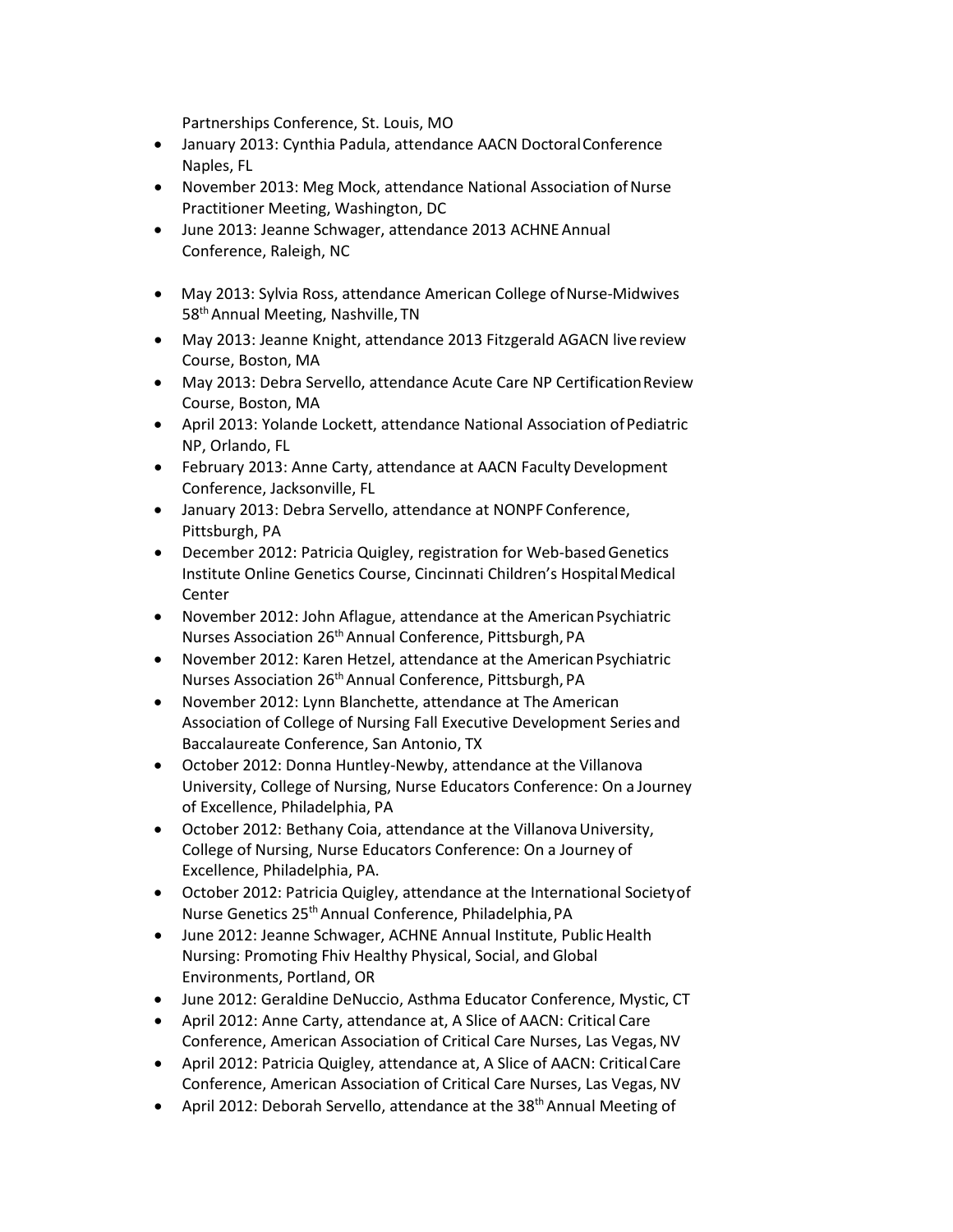Partnerships Conference, St. Louis, MO

- January 2013: Cynthia Padula, attendance AACN Doctoral Conference Naples, FL
- November 2013: Meg Mock, attendance National Association of Nurse Practitioner Meeting, Washington, DC
- June 2013: Jeanne Schwager, attendance 2013 ACHNE Annual Conference, Raleigh, NC
- May 2013: Sylvia Ross, attendance American College of Nurse-Midwives 58th Annual Meeting, Nashville, TN
- May 2013: Jeanne Knight, attendance 2013 Fitzgerald AGACN live review Course, Boston, MA
- May 2013: Debra Servello, attendance Acute Care NP Certification Review Course, Boston, MA
- April 2013: Yolande Lockett, attendance National Association of Pediatric NP, Orlando, FL
- February 2013: Anne Carty, attendance at AACN Faculty Development Conference, Jacksonville, FL
- January 2013: Debra Servello, attendance at NONPF Conference, Pittsburgh, PA
- December 2012: Patricia Quigley, registration for Web-based Genetics Institute Online Genetics Course, Cincinnati Children's Hospital Medical Center
- November 2012: John Aflague, attendance at the American Psychiatric Nurses Association 26th Annual Conference, Pittsburgh, PA
- November 2012: Karen Hetzel, attendance at the American Psychiatric Nurses Association 26th Annual Conference, Pittsburgh, PA
- November 2012: Lynn Blanchette, attendance at The American Association of College of Nursing Fall Executive Development Series and Baccalaureate Conference, San Antonio, TX
- October 2012: Donna Huntley-Newby, attendance at the Villanova University, College of Nursing, Nurse Educators Conference: On a Journey of Excellence, Philadelphia, PA
- October 2012: Bethany Coia, attendance at the Villanova University, College of Nursing, Nurse Educators Conference: On a Journey of Excellence, Philadelphia, PA.
- October 2012: Patricia Quigley, attendance at the International Society of Nurse Genetics 25th Annual Conference, Philadelphia, PA
- June 2012: Jeanne Schwager, ACHNE Annual Institute, Public Health Nursing: Promoting Fhiv Healthy Physical, Social, and Global Environments, Portland, OR
- June 2012: Geraldine DeNuccio, Asthma Educator Conference, Mystic, CT
- April 2012: Anne Carty, attendance at, A Slice of AACN: Critical Care Conference, American Association of Critical Care Nurses, Las Vegas, NV
- April 2012: Patricia Quigley, attendance at, A Slice of AACN: Critical Care Conference, American Association of Critical Care Nurses, Las Vegas, NV
- April 2012: Deborah Servello, attendance at the 38th Annual Meeting of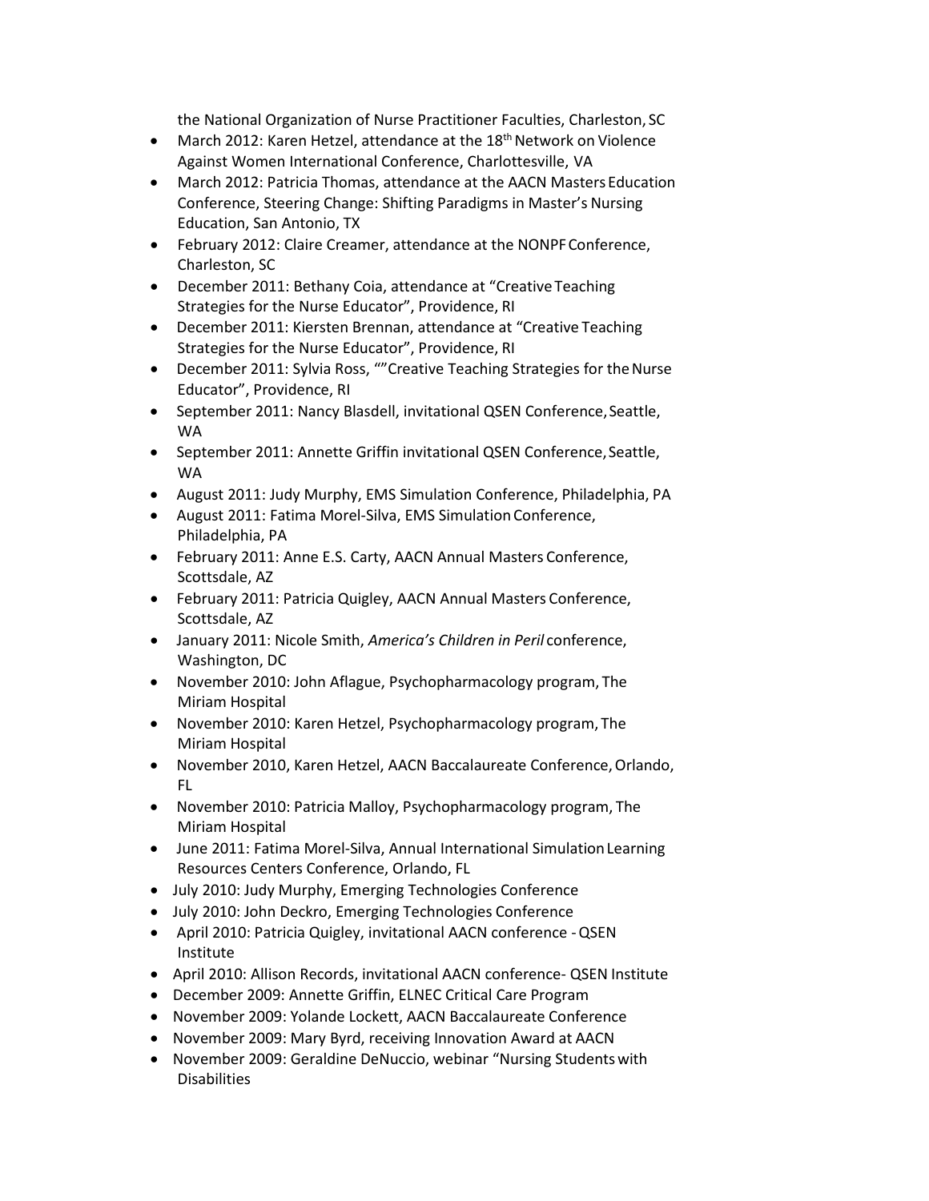the National Organization of Nurse Practitioner Faculties, Charleston, SC

- March 2012: Karen Hetzel, attendance at the 18th Network on Violence Against Women International Conference, Charlottesville, VA
- March 2012: Patricia Thomas, attendance at the AACN Masters Education Conference, Steering Change: Shifting Paradigms in Master's Nursing Education, San Antonio, TX
- February 2012: Claire Creamer, attendance at the NONPF Conference, Charleston, SC
- December 2011: Bethany Coia, attendance at "Creative Teaching Strategies for the Nurse Educator", Providence, RI
- December 2011: Kiersten Brennan, attendance at "Creative Teaching Strategies for the Nurse Educator", Providence, RI
- December 2011: Sylvia Ross, ""Creative Teaching Strategies for the Nurse Educator", Providence, RI
- September 2011: Nancy Blasdell, invitational QSEN Conference, Seattle, WA
- September 2011: Annette Griffin invitational QSEN Conference, Seattle, WA
- August 2011: Judy Murphy, EMS Simulation Conference, Philadelphia, PA
- August 2011: Fatima Morel-Silva, EMS Simulation Conference, Philadelphia, PA
- February 2011: Anne E.S. Carty, AACN Annual Masters Conference, Scottsdale, AZ
- February 2011: Patricia Quigley, AACN Annual Masters Conference, Scottsdale, AZ
- January 2011: Nicole Smith, *America's Children in Peril* conference, Washington, DC
- November 2010: John Aflague, Psychopharmacology program, The Miriam Hospital
- November 2010: Karen Hetzel, Psychopharmacology program, The Miriam Hospital
- November 2010, Karen Hetzel, AACN Baccalaureate Conference, Orlando, FL
- November 2010: Patricia Malloy, Psychopharmacology program, The Miriam Hospital
- June 2011: Fatima Morel-Silva, Annual International Simulation Learning Resources Centers Conference, Orlando, FL
- July 2010: Judy Murphy, Emerging Technologies Conference
- July 2010: John Deckro, Emerging Technologies Conference
- April 2010: Patricia Quigley, invitational AACN conference - QSEN Institute
- April 2010: Allison Records, invitational AACN conference- QSEN Institute
- December 2009: Annette Griffin, ELNEC Critical Care Program
- November 2009: Yolande Lockett, AACN Baccalaureate Conference
- November 2009: Mary Byrd, receiving Innovation Award at AACN
- November 2009: Geraldine DeNuccio, webinar "Nursing Students with Disabilities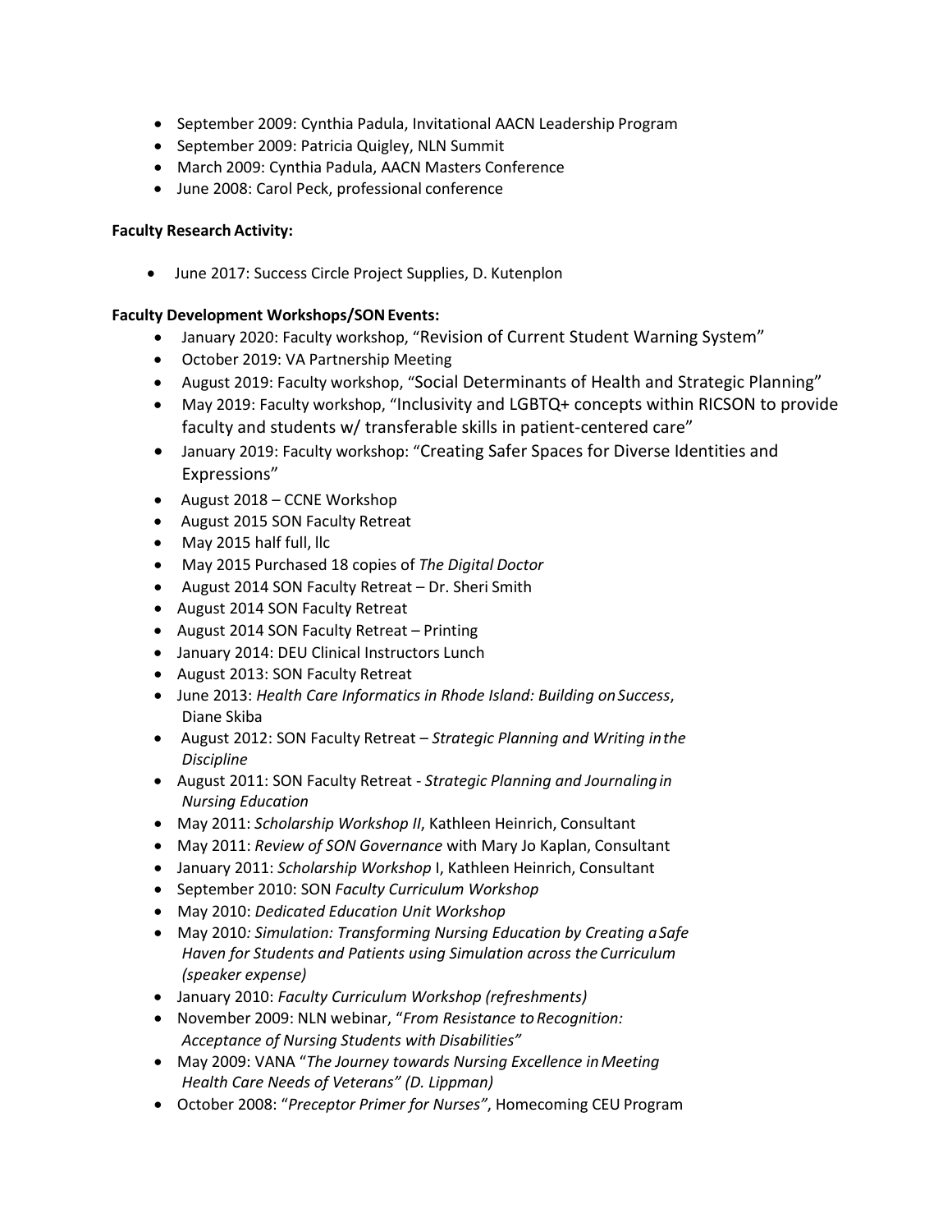- September 2009: Cynthia Padula, Invitational AACN Leadership Program
- September 2009: Patricia Quigley, NLN Summit
- March 2009: Cynthia Padula, AACN Masters Conference
- June 2008: Carol Peck, professional conference

**Faculty Research Activity:**

- June 2017: Success Circle Project Supplies, D. Kutenplon

**Faculty Development Workshops/SON Events:**

- January 2020: Faculty workshop, "Revision of Current Student Warning System"
- October 2019: VA Partnership Meeting
- August 2019: Faculty workshop, "Social Determinants of Health and Strategic Planning"
- May 2019: Faculty workshop, "Inclusivity and LGBTQ+ concepts within RICSON to provide faculty and students w/ transferable skills in patient-centered care"
- January 2019: Faculty workshop: "Creating Safer Spaces for Diverse Identities and Expressions"
- August 2018 – CCNE Workshop
- August 2015 SON Faculty Retreat
- May 2015 half full, llc
- May 2015 Purchased 18 copies of *The Digital Doctor*
- August 2014 SON Faculty Retreat – Dr. Sheri Smith
- August 2014 SON Faculty Retreat
- August 2014 SON Faculty Retreat – Printing
- January 2014: DEU Clinical Instructors Lunch
- August 2013: SON Faculty Retreat
- June 2013: *Health Care Informatics in Rhode Island: Building on Success*, Diane Skiba
- August 2012: SON Faculty Retreat – *Strategic Planning and Writing in the Discipline*
- August 2011: SON Faculty Retreat - *Strategic Planning and Journaling in Nursing Education*
- May 2011: *Scholarship Workshop II*, Kathleen Heinrich, Consultant
- May 2011: *Review of SON Governance* with Mary Jo Kaplan, Consultant
- January 2011: *Scholarship Workshop* I, Kathleen Heinrich, Consultant
- September 2010: SON *Faculty Curriculum Workshop*
- May 2010: *Dedicated Education Unit Workshop*
- May 2010*: Simulation: Transforming Nursing Education by Creating a Safe Haven for Students and Patients using Simulation across the Curriculum (speaker expense)*
- January 2010: *Faculty Curriculum Workshop (refreshments)*
- November 2009: NLN webinar, "*From Resistance to Recognition: Acceptance of Nursing Students with Disabilities"*
- May 2009: VANA "*The Journey towards Nursing Excellence in Meeting Health Care Needs of Veterans" (D. Lippman)*
- October 2008: "*Preceptor Primer for Nurses"*, Homecoming CEU Program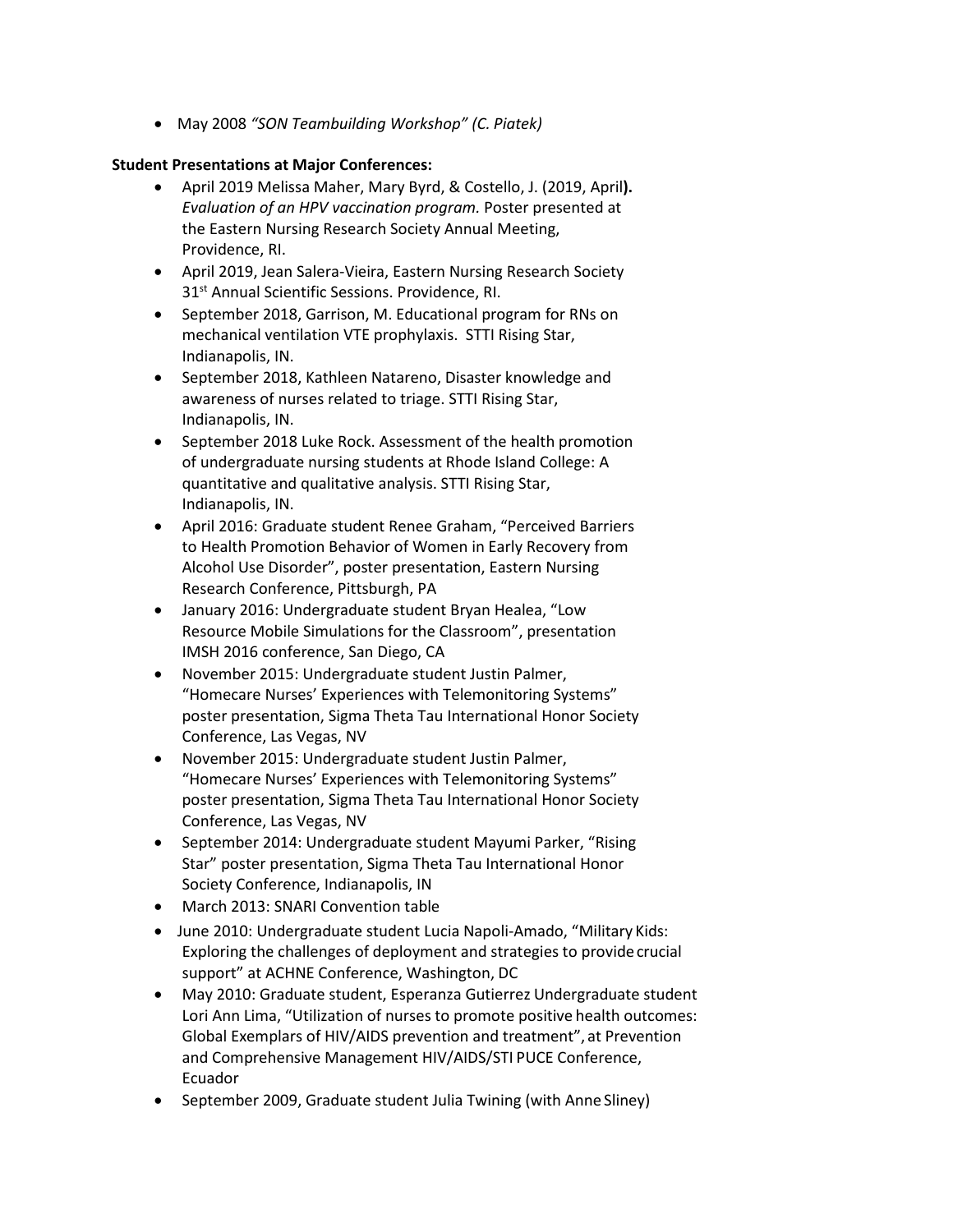- May 2008 *"SON Teambuilding Workshop" (C. Piatek)*

**Student Presentations at Major Conferences:**

- April 2019 Melissa Maher, Mary Byrd, & Costello, J. (2019, April**).** *Evaluation of an HPV vaccination program.* Poster presented at the Eastern Nursing Research Society Annual Meeting, Providence, RI.
- April 2019, Jean Salera-Vieira, Eastern Nursing Research Society 31st Annual Scientific Sessions. Providence, RI.
- September 2018, Garrison, M. Educational program for RNs on mechanical ventilation VTE prophylaxis. STTI Rising Star, Indianapolis, IN.
- September 2018, Kathleen Natareno, Disaster knowledge and awareness of nurses related to triage. STTI Rising Star, Indianapolis, IN.
- September 2018 Luke Rock. Assessment of the health promotion of undergraduate nursing students at Rhode Island College: A quantitative and qualitative analysis. STTI Rising Star, Indianapolis, IN.
- April 2016: Graduate student Renee Graham, "Perceived Barriers to Health Promotion Behavior of Women in Early Recovery from Alcohol Use Disorder", poster presentation, Eastern Nursing Research Conference, Pittsburgh, PA
- January 2016: Undergraduate student Bryan Healea, "Low Resource Mobile Simulations for the Classroom", presentation IMSH 2016 conference, San Diego, CA
- November 2015: Undergraduate student Justin Palmer, "Homecare Nurses' Experiences with Telemonitoring Systems" poster presentation, Sigma Theta Tau International Honor Society Conference, Las Vegas, NV
- November 2015: Undergraduate student Justin Palmer, "Homecare Nurses' Experiences with Telemonitoring Systems" poster presentation, Sigma Theta Tau International Honor Society Conference, Las Vegas, NV
- September 2014: Undergraduate student Mayumi Parker, "Rising Star" poster presentation, Sigma Theta Tau International Honor Society Conference, Indianapolis, IN
- March 2013: SNARI Convention table
- June 2010: Undergraduate student Lucia Napoli-Amado, "Military Kids: Exploring the challenges of deployment and strategies to provide crucial support" at ACHNE Conference, Washington, DC
- May 2010: Graduate student, Esperanza Gutierrez Undergraduate student Lori Ann Lima, "Utilization of nurses to promote positive health outcomes: Global Exemplars of HIV/AIDS prevention and treatment", at Prevention and Comprehensive Management HIV/AIDS/STI PUCE Conference, Ecuador
- September 2009, Graduate student Julia Twining (with Anne Sliney)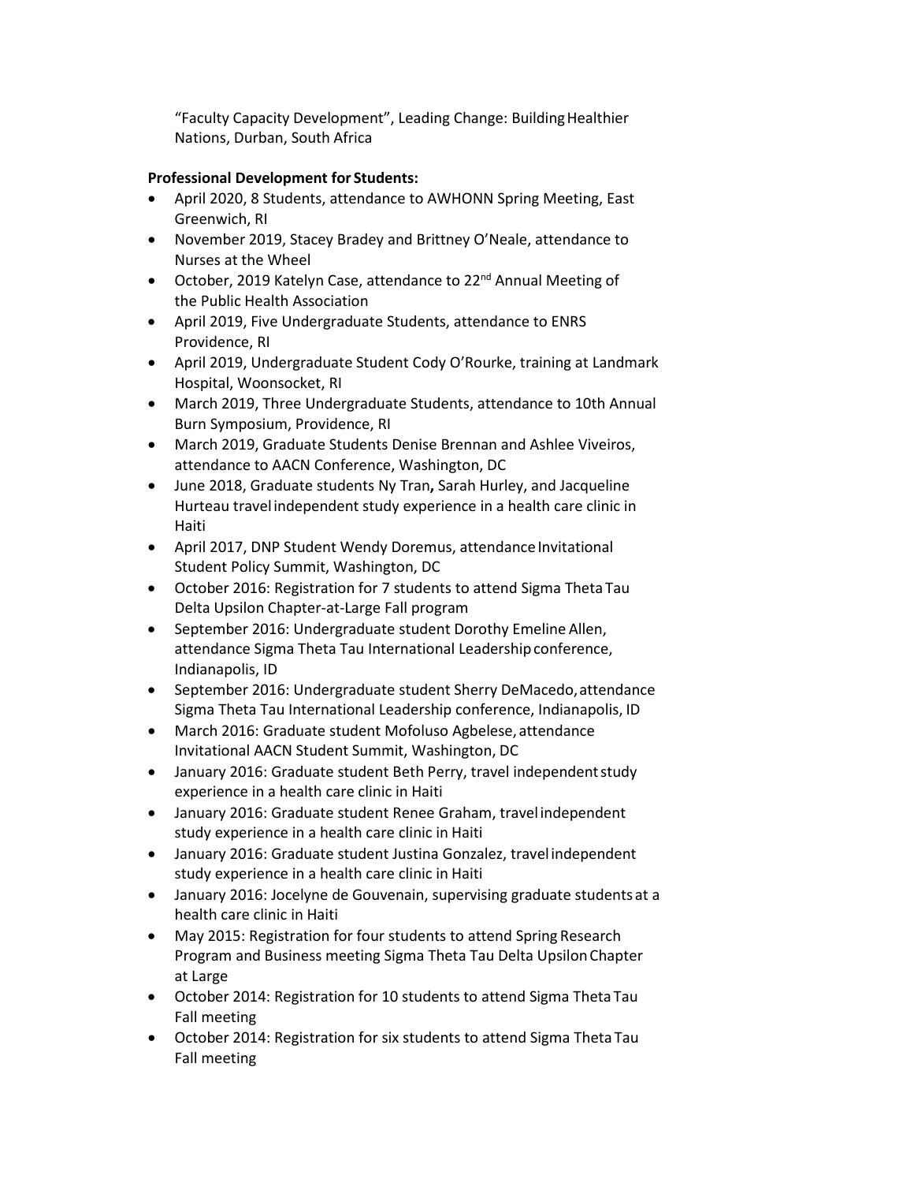"Faculty Capacity Development", Leading Change: Building Healthier Nations, Durban, South Africa

**Professional Development for Students:**

- April 2020, 8 Students, attendance to AWHONN Spring Meeting, East Greenwich, RI
- November 2019, Stacey Bradey and Brittney O'Neale, attendance to Nurses at the Wheel
- October, 2019 Katelyn Case, attendance to 22nd Annual Meeting of the Public Health Association
- April 2019, Five Undergraduate Students, attendance to ENRS Providence, RI
- April 2019, Undergraduate Student Cody O'Rourke, training at Landmark Hospital, Woonsocket, RI
- March 2019, Three Undergraduate Students, attendance to 10th Annual Burn Symposium, Providence, RI
- March 2019, Graduate Students Denise Brennan and Ashlee Viveiros, attendance to AACN Conference, Washington, DC
- June 2018, Graduate students Ny Tran**,** Sarah Hurley, and Jacqueline Hurteau travel independent study experience in a health care clinic in Haiti
- April 2017, DNP Student Wendy Doremus, attendance Invitational Student Policy Summit, Washington, DC
- October 2016: Registration for 7 students to attend Sigma Theta Tau Delta Upsilon Chapter-at-Large Fall program
- September 2016: Undergraduate student Dorothy Emeline Allen, attendance Sigma Theta Tau International Leadership conference, Indianapolis, ID
- September 2016: Undergraduate student Sherry DeMacedo, attendance Sigma Theta Tau International Leadership conference, Indianapolis, ID
- March 2016: Graduate student Mofoluso Agbelese, attendance Invitational AACN Student Summit, Washington, DC
- January 2016: Graduate student Beth Perry, travel independent study experience in a health care clinic in Haiti
- January 2016: Graduate student Renee Graham, travel independent study experience in a health care clinic in Haiti
- January 2016: Graduate student Justina Gonzalez, travel independent study experience in a health care clinic in Haiti
- January 2016: Jocelyne de Gouvenain, supervising graduate students at a health care clinic in Haiti
- May 2015: Registration for four students to attend Spring Research Program and Business meeting Sigma Theta Tau Delta Upsilon Chapter at Large
- October 2014: Registration for 10 students to attend Sigma Theta Tau Fall meeting
- October 2014: Registration for six students to attend Sigma Theta Tau Fall meeting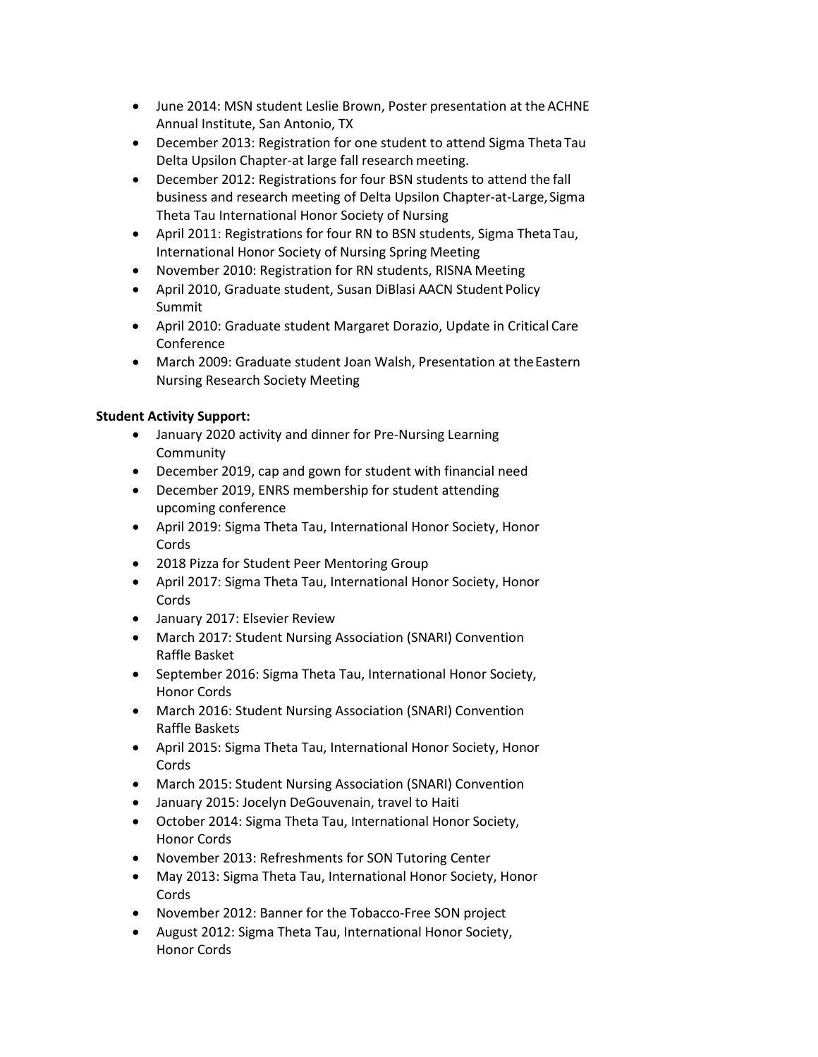- June 2014: MSN student Leslie Brown, Poster presentation at the ACHNE Annual Institute, San Antonio, TX
- December 2013: Registration for one student to attend Sigma Theta Tau Delta Upsilon Chapter-at large fall research meeting.
- December 2012: Registrations for four BSN students to attend the fall business and research meeting of Delta Upsilon Chapter-at-Large, Sigma Theta Tau International Honor Society of Nursing
- April 2011: Registrations for four RN to BSN students, Sigma Theta Tau, International Honor Society of Nursing Spring Meeting
- November 2010: Registration for RN students, RISNA Meeting
- April 2010, Graduate student, Susan DiBlasi AACN Student Policy Summit
- April 2010: Graduate student Margaret Dorazio, Update in Critical Care Conference
- March 2009: Graduate student Joan Walsh, Presentation at the Eastern Nursing Research Society Meeting

**Student Activity Support:**

- January 2020 activity and dinner for Pre-Nursing Learning Community
- December 2019, cap and gown for student with financial need
- December 2019, ENRS membership for student attending upcoming conference
- April 2019: Sigma Theta Tau, International Honor Society, Honor Cords
- 2018 Pizza for Student Peer Mentoring Group
- April 2017: Sigma Theta Tau, International Honor Society, Honor Cords
- January 2017: Elsevier Review
- March 2017: Student Nursing Association (SNARI) Convention Raffle Basket
- September 2016: Sigma Theta Tau, International Honor Society, Honor Cords
- March 2016: Student Nursing Association (SNARI) Convention Raffle Baskets
- April 2015: Sigma Theta Tau, International Honor Society, Honor Cords
- March 2015: Student Nursing Association (SNARI) Convention
- January 2015: Jocelyn DeGouvenain, travel to Haiti
- October 2014: Sigma Theta Tau, International Honor Society, Honor Cords
- November 2013: Refreshments for SON Tutoring Center
- May 2013: Sigma Theta Tau, International Honor Society, Honor Cords
- November 2012: Banner for the Tobacco-Free SON project
- August 2012: Sigma Theta Tau, International Honor Society, Honor Cords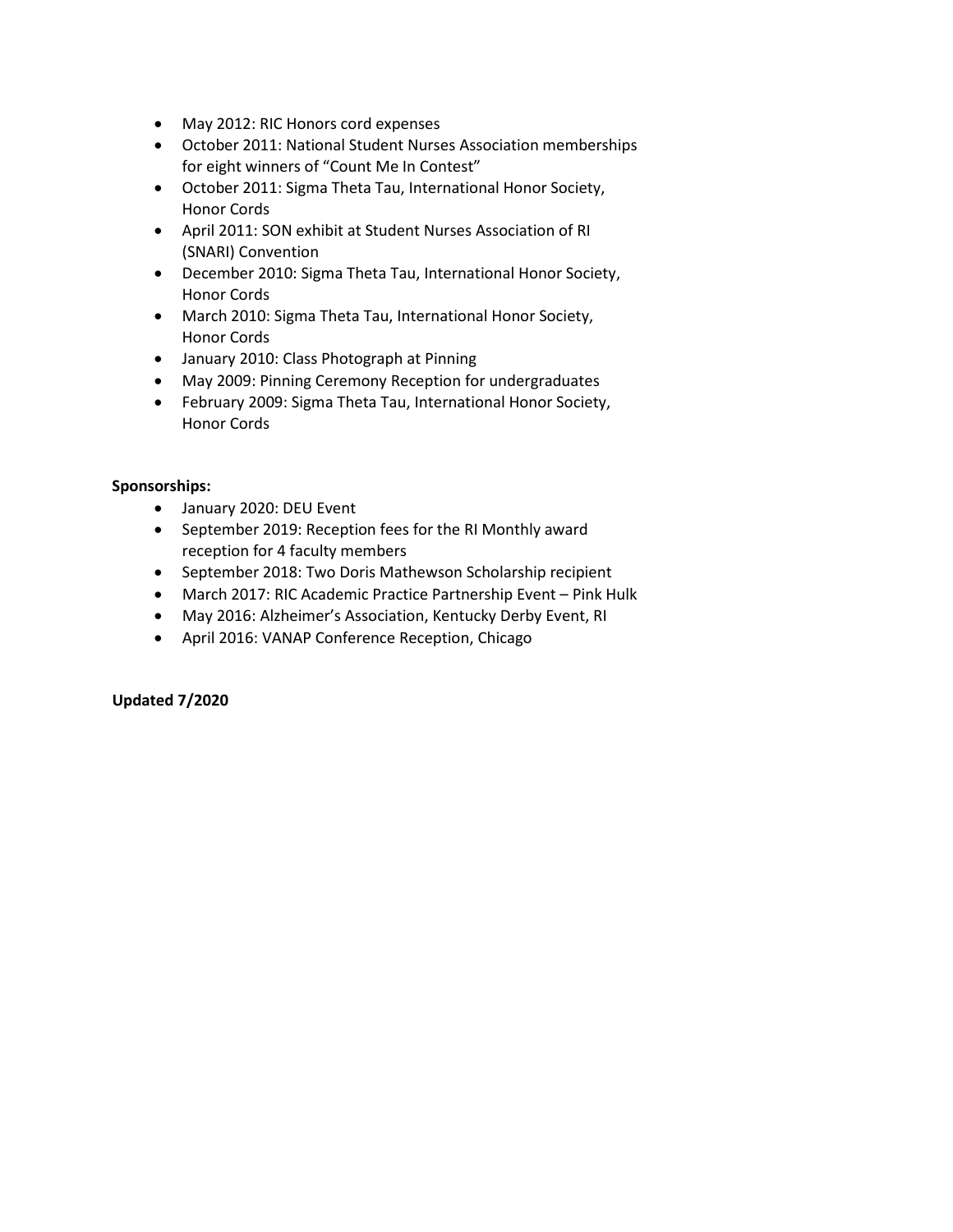- May 2012: RIC Honors cord expenses
- October 2011: National Student Nurses Association memberships for eight winners of "Count Me In Contest"
- October 2011: Sigma Theta Tau, International Honor Society, Honor Cords
- April 2011: SON exhibit at Student Nurses Association of RI (SNARI) Convention
- December 2010: Sigma Theta Tau, International Honor Society, Honor Cords
- March 2010: Sigma Theta Tau, International Honor Society, Honor Cords
- January 2010: Class Photograph at Pinning
- May 2009: Pinning Ceremony Reception for undergraduates
- February 2009: Sigma Theta Tau, International Honor Society, Honor Cords

**Sponsorships:**

- January 2020: DEU Event
- September 2019: Reception fees for the RI Monthly award reception for 4 faculty members
- September 2018: Two Doris Mathewson Scholarship recipient
- March 2017: RIC Academic Practice Partnership Event – Pink Hulk
- May 2016: Alzheimer's Association, Kentucky Derby Event, RI
- April 2016: VANAP Conference Reception, Chicago

**Updated 7/2020**